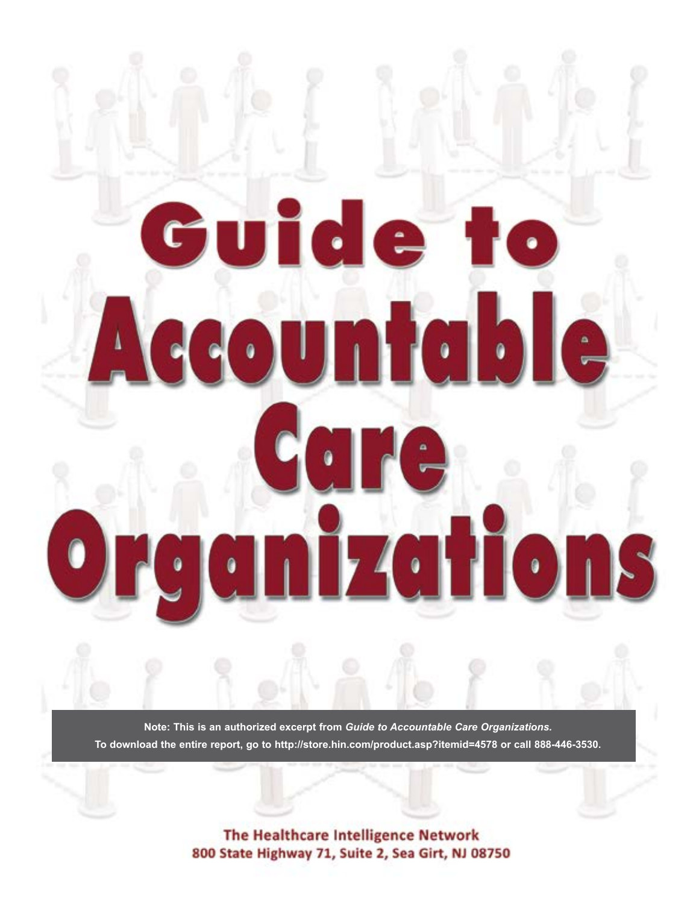# Guide to Accountable Care Organizations

**Note: This is an authorized excerpt from *Guide to Accountable Care Organizations.***
**To download the entire report, go to http://store.hin.com/product.asp?itemid=4578 or call 888-446-3530.**

The Healthcare Intelligence Network
800 State Highway 71, Suite 2, Sea Girt, NJ 08750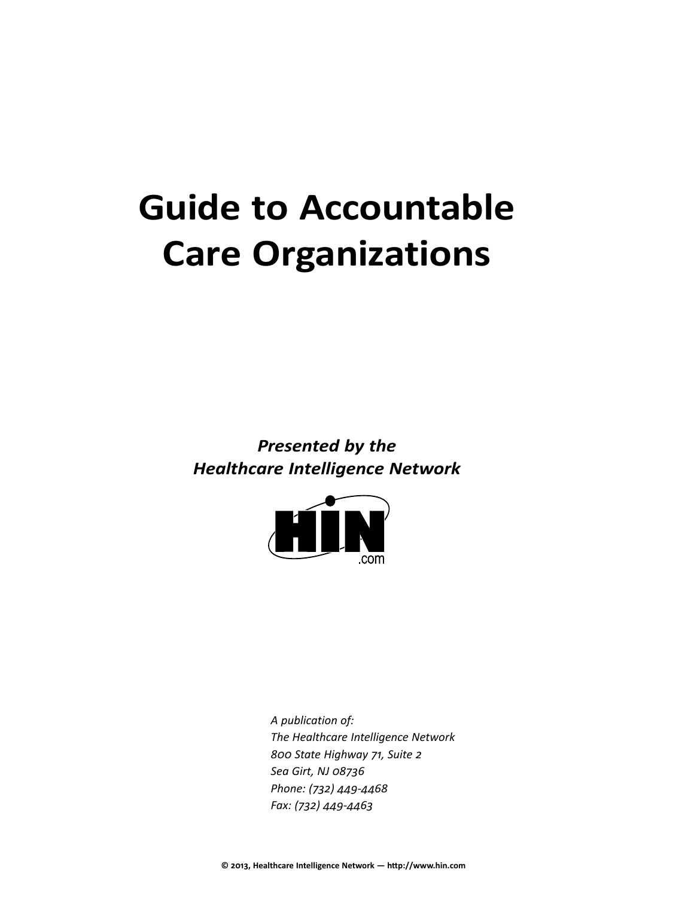# Guide to Accountable Care Organizations

***Presented by the Healthcare Intelligence Network***

HIN
.com

*A publication of:*
*The Healthcare Intelligence Network*
*800 State Highway 71, Suite 2*
*Sea Girt, NJ 08736*
*Phone: (732) 449-4468*
*Fax: (732) 449-4463*

**© 2013, Healthcare Intelligence Network — http://www.hin.com**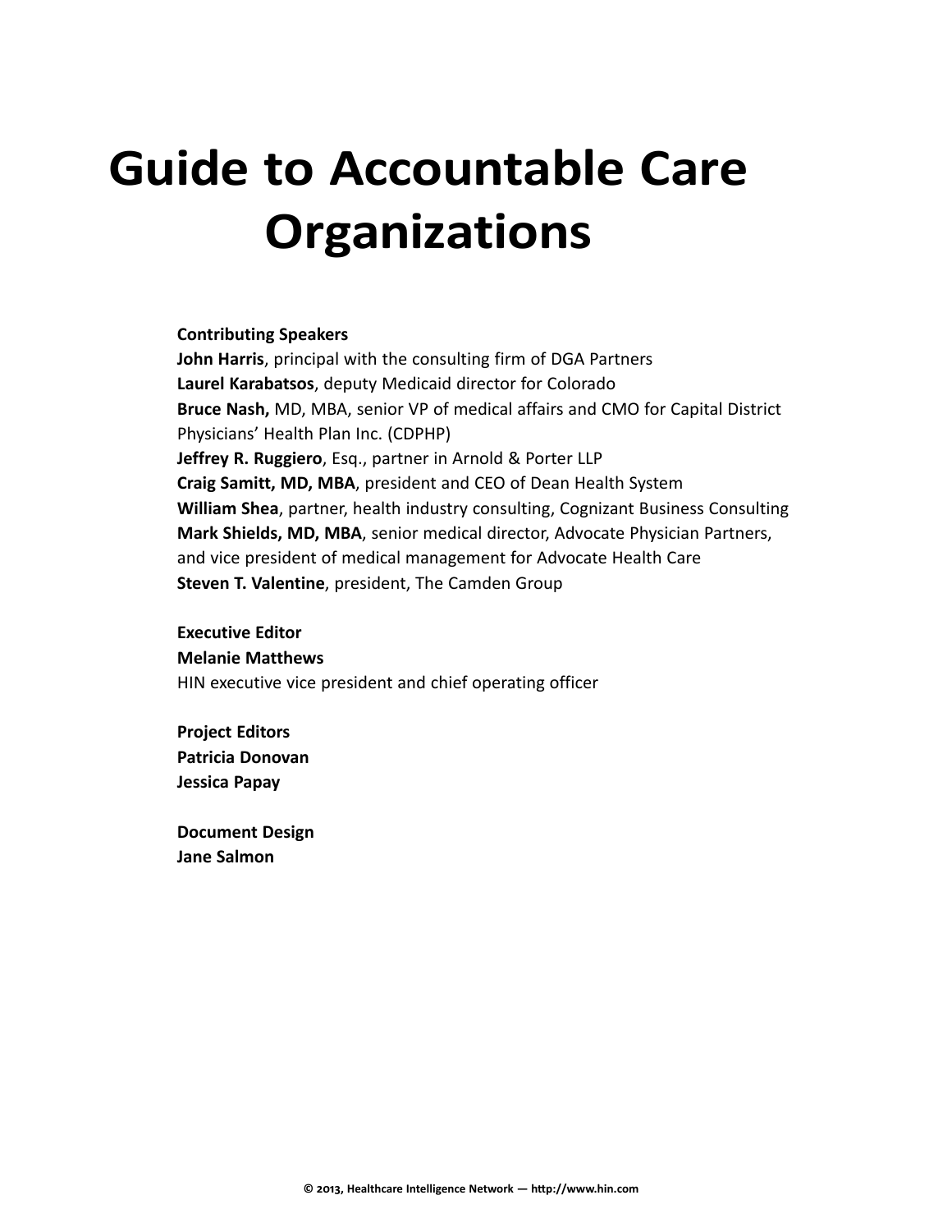# Guide to Accountable Care Organizations

**Contributing Speakers**
**John Harris**, principal with the consulting firm of DGA Partners
**Laurel Karabatsos**, deputy Medicaid director for Colorado
**Bruce Nash,** MD, MBA, senior VP of medical affairs and CMO for Capital District Physicians' Health Plan Inc. (CDPHP)
**Jeffrey R. Ruggiero**, Esq., partner in Arnold & Porter LLP
**Craig Samitt, MD, MBA**, president and CEO of Dean Health System
**William Shea**, partner, health industry consulting, Cognizant Business Consulting
**Mark Shields, MD, MBA**, senior medical director, Advocate Physician Partners, and vice president of medical management for Advocate Health Care
**Steven T. Valentine**, president, The Camden Group

**Executive Editor**
**Melanie Matthews**
HIN executive vice president and chief operating officer

**Project Editors**
**Patricia Donovan**
**Jessica Papay**

**Document Design**
**Jane Salmon**

© 2013, Healthcare Intelligence Network — http://www.hin.com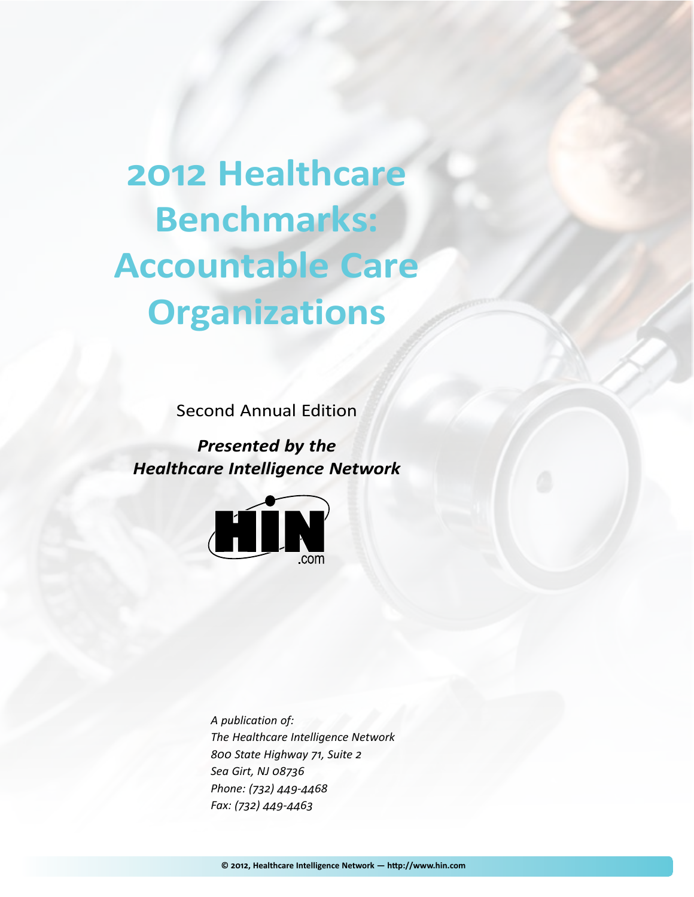# 2012 Healthcare Benchmarks: Accountable Care Organizations

Second Annual Edition

***Presented by the Healthcare Intelligence Network***

*A publication of:*
*The Healthcare Intelligence Network*
*800 State Highway 71, Suite 2*
*Sea Girt, NJ 08736*
*Phone: (732) 449-4468*
*Fax: (732) 449-4463*

**© 2012, Healthcare Intelligence Network — http://www.hin.com**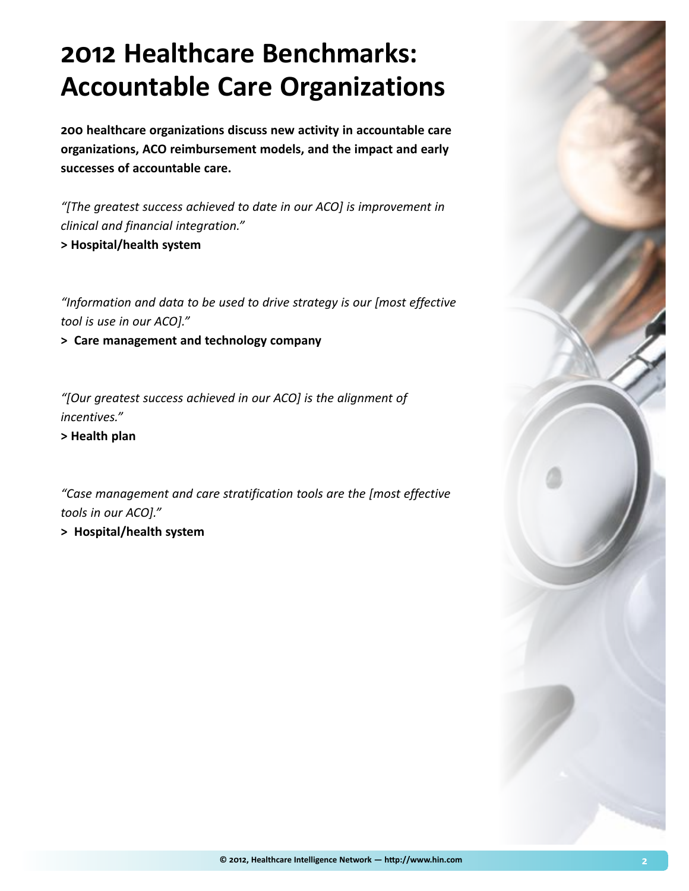# 2012 Healthcare Benchmarks: Accountable Care Organizations

**200 healthcare organizations discuss new activity in accountable care organizations, ACO reimbursement models, and the impact and early successes of accountable care.**

*"[The greatest success achieved to date in our ACO] is improvement in clinical and financial integration."*

**> Hospital/health system**

*"Information and data to be used to drive strategy is our [most effective tool is use in our ACO]."*

**> Care management and technology company**

*"[Our greatest success achieved in our ACO] is the alignment of incentives."*

**> Health plan**

*"Case management and care stratification tools are the [most effective tools in our ACO]."*

**> Hospital/health system**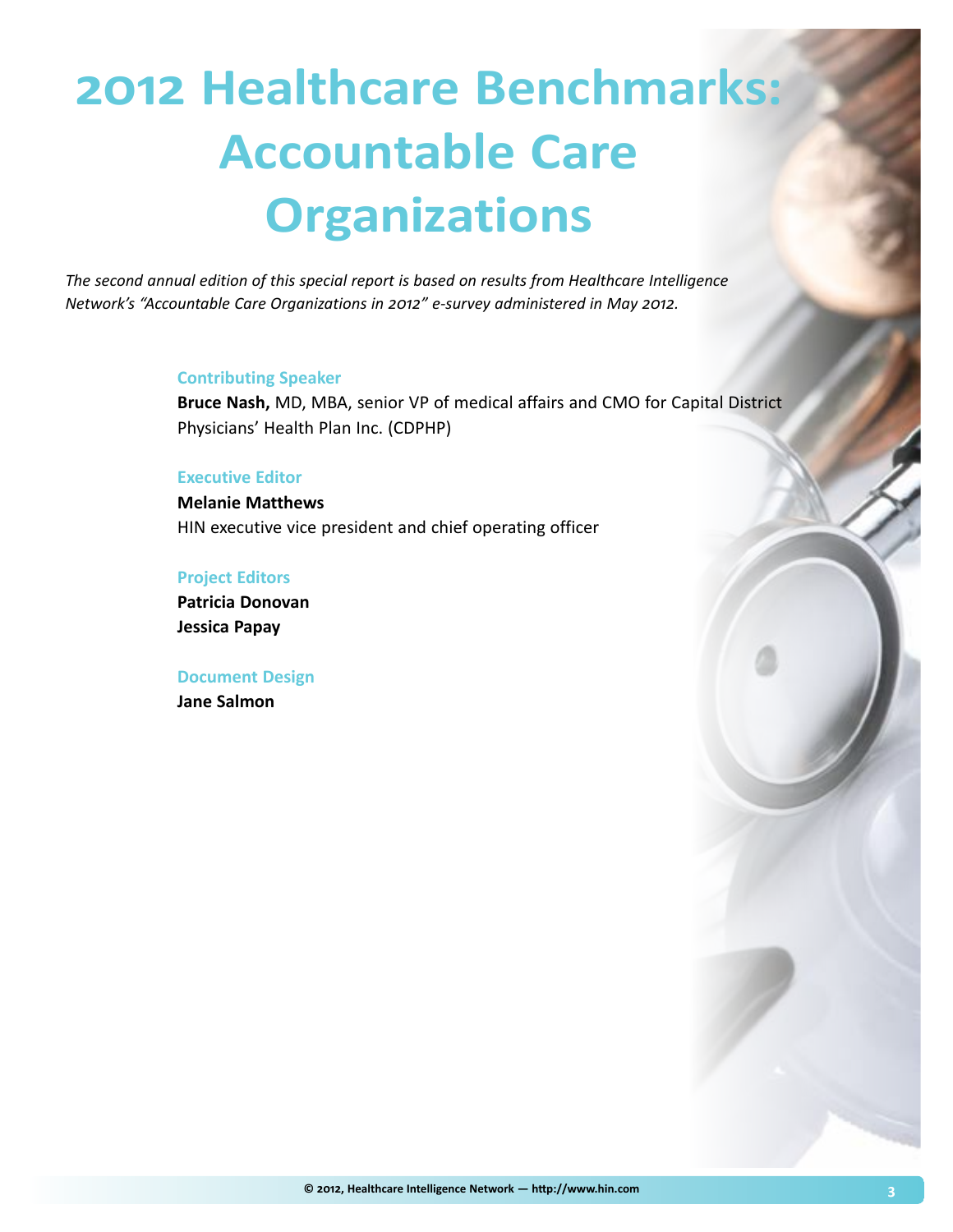# 2012 Healthcare Benchmarks: Accountable Care Organizations

*The second annual edition of this special report is based on results from Healthcare Intelligence Network's "Accountable Care Organizations in 2012" e-survey administered in May 2012.*

**Contributing Speaker**

**Bruce Nash,** MD, MBA, senior VP of medical affairs and CMO for Capital District Physicians' Health Plan Inc. (CDPHP)

**Executive Editor**

**Melanie Matthews**
HIN executive vice president and chief operating officer

**Project Editors**

**Patricia Donovan**
**Jessica Papay**

**Document Design**

**Jane Salmon**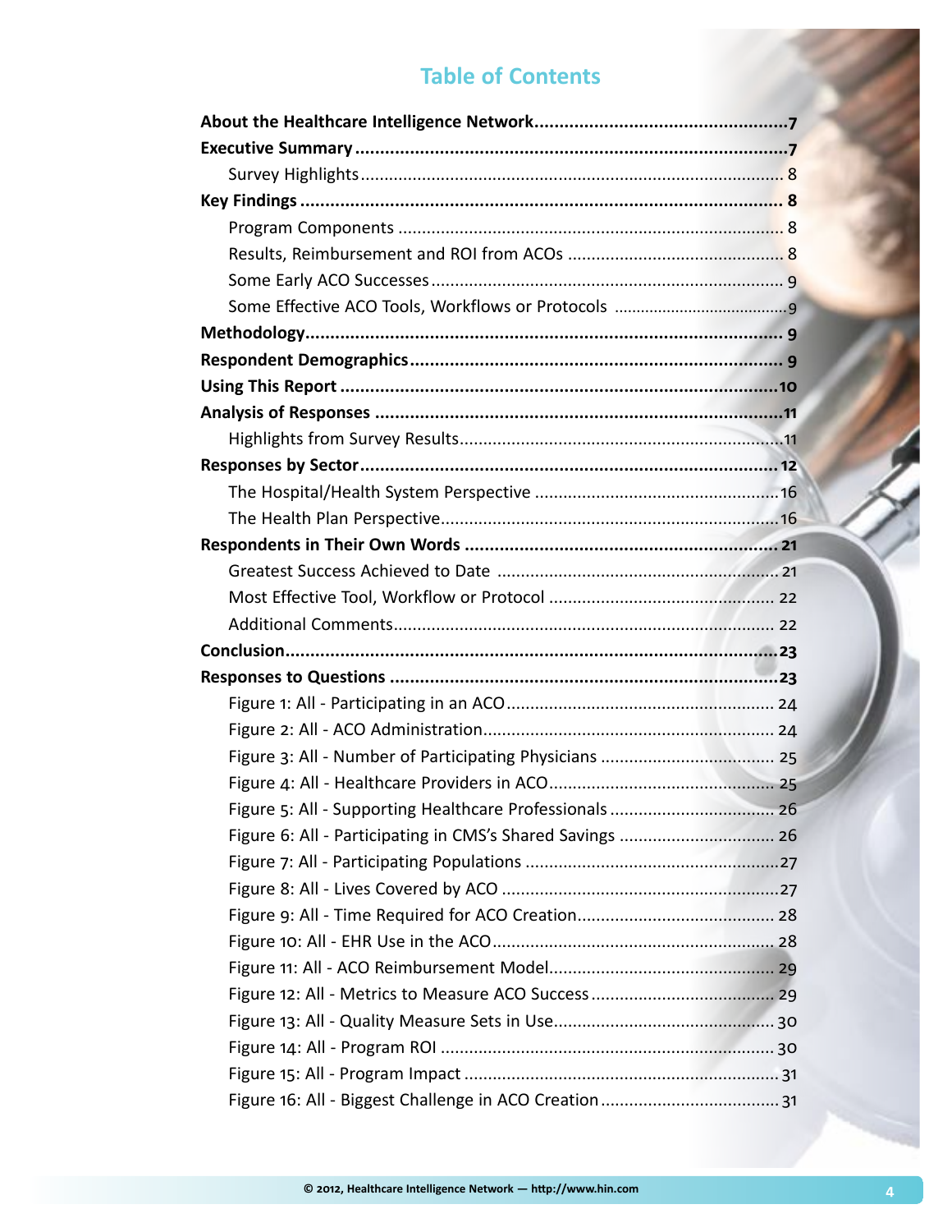# Table of Contents

**About the Healthcare Intelligence Network** .......... **7**

**Executive Summary** .......... **7**

- Survey Highlights .......... 8

**Key Findings** .......... **8**

- Program Components .......... 8
- Results, Reimbursement and ROI from ACOs .......... 8
- Some Early ACO Successes .......... 9
- Some Effective ACO Tools, Workflows or Protocols .......... 9

**Methodology** .......... **9**

**Respondent Demographics** .......... **9**

**Using This Report** .......... **10**

**Analysis of Responses** .......... **11**

- Highlights from Survey Results .......... 11

**Responses by Sector** .......... **12**

- The Hospital/Health System Perspective .......... 16
- The Health Plan Perspective .......... 16

**Respondents in Their Own Words** .......... **21**

- Greatest Success Achieved to Date .......... 21
- Most Effective Tool, Workflow or Protocol .......... 22
- Additional Comments .......... 22

**Conclusion** .......... **23**

**Responses to Questions** .......... **23**

- Figure 1: All - Participating in an ACO .......... 24
- Figure 2: All - ACO Administration .......... 24
- Figure 3: All - Number of Participating Physicians .......... 25
- Figure 4: All - Healthcare Providers in ACO .......... 25
- Figure 5: All - Supporting Healthcare Professionals .......... 26
- Figure 6: All - Participating in CMS's Shared Savings .......... 26
- Figure 7: All - Participating Populations .......... 27
- Figure 8: All - Lives Covered by ACO .......... 27
- Figure 9: All - Time Required for ACO Creation .......... 28
- Figure 10: All - EHR Use in the ACO .......... 28
- Figure 11: All - ACO Reimbursement Model .......... 29
- Figure 12: All - Metrics to Measure ACO Success .......... 29
- Figure 13: All - Quality Measure Sets in Use .......... 30
- Figure 14: All - Program ROI .......... 30
- Figure 15: All - Program Impact .......... 31
- Figure 16: All - Biggest Challenge in ACO Creation .......... 31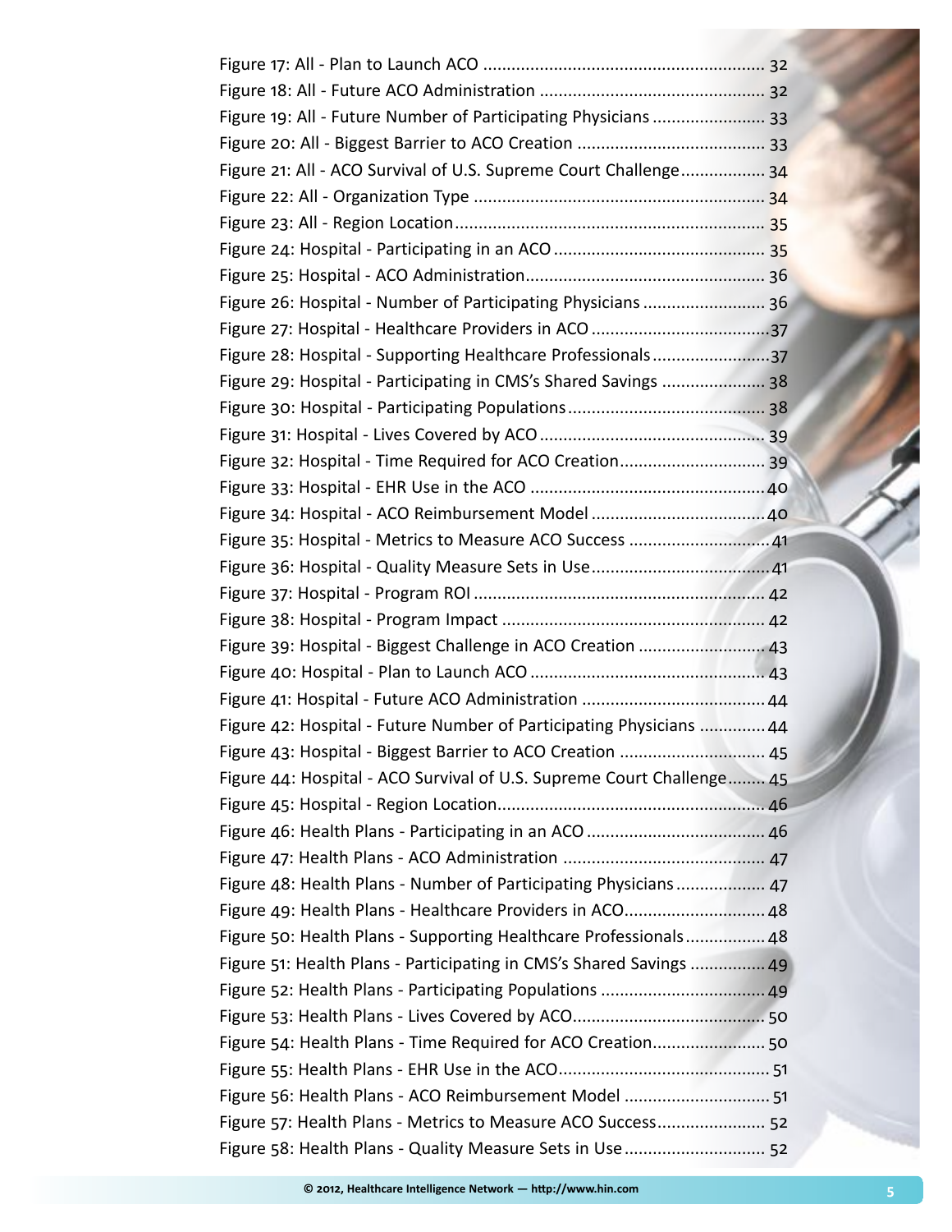Figure 17: All - Plan to Launch ACO ............................................................ 32
Figure 18: All - Future ACO Administration ................................................ 32
Figure 19: All - Future Number of Participating Physicians ........................ 33
Figure 20: All - Biggest Barrier to ACO Creation ........................................ 33
Figure 21: All - ACO Survival of U.S. Supreme Court Challenge.................. 34
Figure 22: All - Organization Type .............................................................. 34
Figure 23: All - Region Location.................................................................. 35
Figure 24: Hospital - Participating in an ACO ............................................. 35
Figure 25: Hospital - ACO Administration................................................... 36
Figure 26: Hospital - Number of Participating Physicians .......................... 36
Figure 27: Hospital - Healthcare Providers in ACO ......................................37
Figure 28: Hospital - Supporting Healthcare Professionals.........................37
Figure 29: Hospital - Participating in CMS's Shared Savings ...................... 38
Figure 30: Hospital - Participating Populations.......................................... 38
Figure 31: Hospital - Lives Covered by ACO ................................................ 39
Figure 32: Hospital - Time Required for ACO Creation............................... 39
Figure 33: Hospital - EHR Use in the ACO ..................................................40
Figure 34: Hospital - ACO Reimbursement Model .....................................40
Figure 35: Hospital - Metrics to Measure ACO Success ..............................41
Figure 36: Hospital - Quality Measure Sets in Use.......................................41
Figure 37: Hospital - Program ROI .............................................................. 42
Figure 38: Hospital - Program Impact ........................................................ 42
Figure 39: Hospital - Biggest Challenge in ACO Creation ........................... 43
Figure 40: Hospital - Plan to Launch ACO ................................................. 43
Figure 41: Hospital - Future ACO Administration .......................................44
Figure 42: Hospital - Future Number of Participating Physicians ..............44
Figure 43: Hospital - Biggest Barrier to ACO Creation ............................... 45
Figure 44: Hospital - ACO Survival of U.S. Supreme Court Challenge........ 45
Figure 45: Hospital - Region Location......................................................... 46
Figure 46: Health Plans - Participating in an ACO ...................................... 46
Figure 47: Health Plans - ACO Administration ........................................... 47
Figure 48: Health Plans - Number of Participating Physicians ................... 47
Figure 49: Health Plans - Healthcare Providers in ACO..............................48
Figure 50: Health Plans - Supporting Healthcare Professionals.................48
Figure 51: Health Plans - Participating in CMS's Shared Savings ................49
Figure 52: Health Plans - Participating Populations ...................................49
Figure 53: Health Plans - Lives Covered by ACO......................................... 50
Figure 54: Health Plans - Time Required for ACO Creation........................ 50
Figure 55: Health Plans - EHR Use in the ACO............................................. 51
Figure 56: Health Plans - ACO Reimbursement Model ............................... 51
Figure 57: Health Plans - Metrics to Measure ACO Success....................... 52
Figure 58: Health Plans - Quality Measure Sets in Use .............................. 52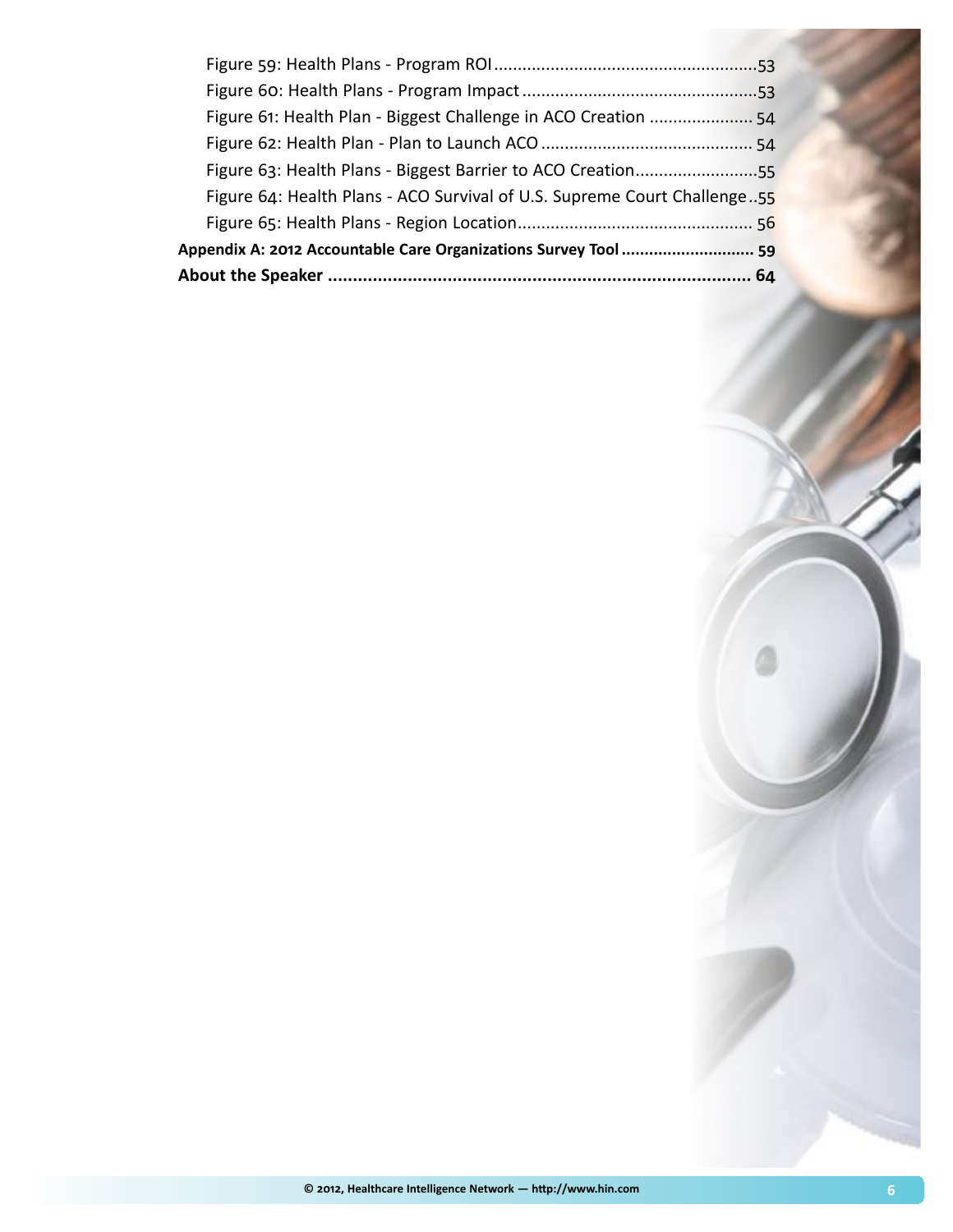Figure 59: Health Plans - Program ROI........................................................53

Figure 60: Health Plans - Program Impact..................................................53

Figure 61: Health Plan - Biggest Challenge in ACO Creation ...................... 54

Figure 62: Health Plan - Plan to Launch ACO ............................................ 54

Figure 63: Health Plans - Biggest Barrier to ACO Creation..........................55

Figure 64: Health Plans - ACO Survival of U.S. Supreme Court Challenge..55

Figure 65: Health Plans - Region Location.................................................. 56

**Appendix A: 2012 Accountable Care Organizations Survey Tool ............................ 59**

**About the Speaker .................................................................................... 64**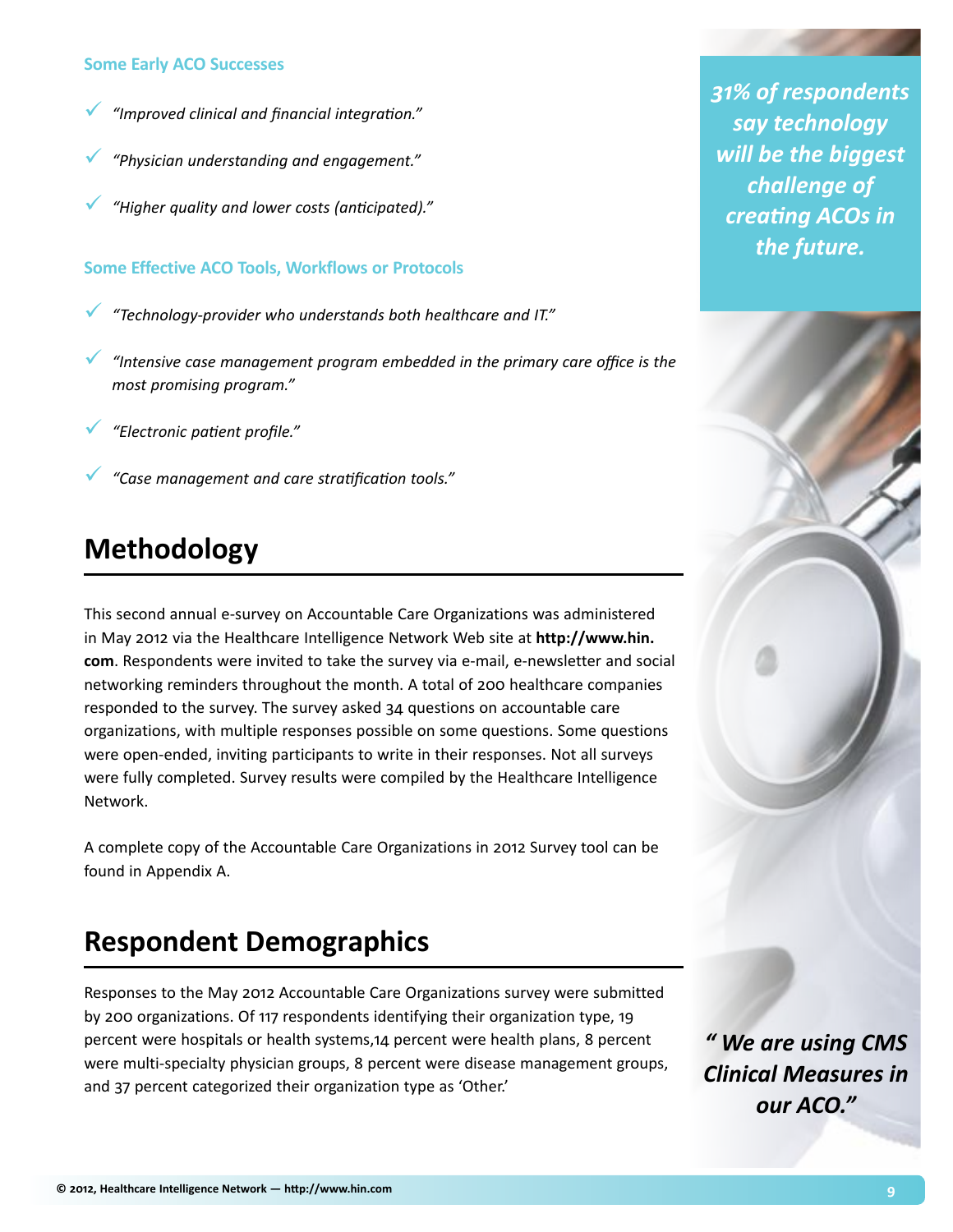### Some Early ACO Successes

- *"Improved clinical and financial integration."*
- *"Physician understanding and engagement."*
- *"Higher quality and lower costs (anticipated)."*

### Some Effective ACO Tools, Workflows or Protocols

- *"Technology-provider who understands both healthcare and IT."*
- *"Intensive case management program embedded in the primary care office is the most promising program."*
- *"Electronic patient profile."*
- *"Case management and care stratification tools."*

***31% of respondents say technology will be the biggest challenge of creating ACOs in the future.***

## Methodology

This second annual e-survey on Accountable Care Organizations was administered in May 2012 via the Healthcare Intelligence Network Web site at **http://www.hin.com**. Respondents were invited to take the survey via e-mail, e-newsletter and social networking reminders throughout the month. A total of 200 healthcare companies responded to the survey. The survey asked 34 questions on accountable care organizations, with multiple responses possible on some questions. Some questions were open-ended, inviting participants to write in their responses. Not all surveys were fully completed. Survey results were compiled by the Healthcare Intelligence Network.

A complete copy of the Accountable Care Organizations in 2012 Survey tool can be found in Appendix A.

## Respondent Demographics

Responses to the May 2012 Accountable Care Organizations survey were submitted by 200 organizations. Of 117 respondents identifying their organization type, 19 percent were hospitals or health systems,14 percent were health plans, 8 percent were multi-specialty physician groups, 8 percent were disease management groups, and 37 percent categorized their organization type as 'Other.'

***" We are using CMS Clinical Measures in our ACO."***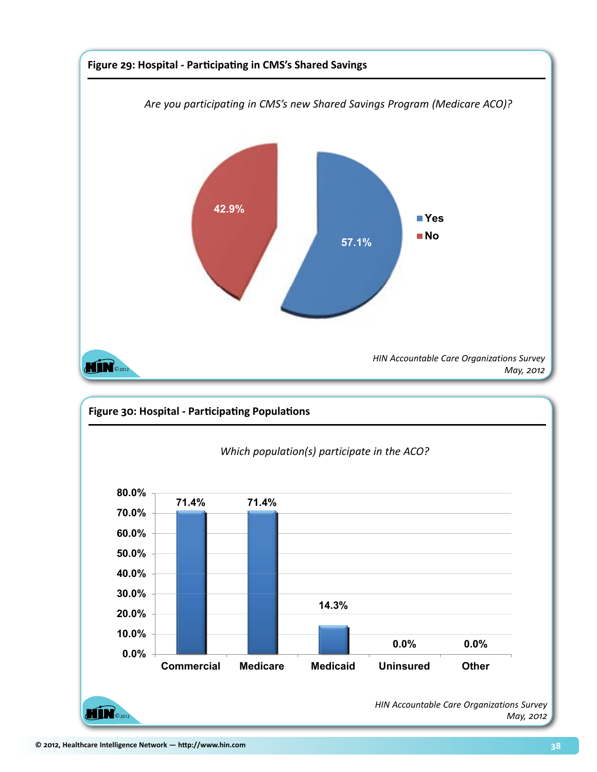## Figure 29: Hospital - Participating in CMS's Shared Savings

*Are you participating in CMS's new Shared Savings Program (Medicare ACO)?*

| Response | Percentage |
|---|---|
| Yes | 57.1% |
| No | 42.9% |

*HIN Accountable Care Organizations Survey*
*May, 2012*

## Figure 30: Hospital - Participating Populations

*Which population(s) participate in the ACO?*

| Population | Percentage |
|---|---|
| Commercial | 71.4% |
| Medicare | 71.4% |
| Medicaid | 14.3% |
| Uninsured | 0.0% |
| Other | 0.0% |

*HIN Accountable Care Organizations Survey*
*May, 2012*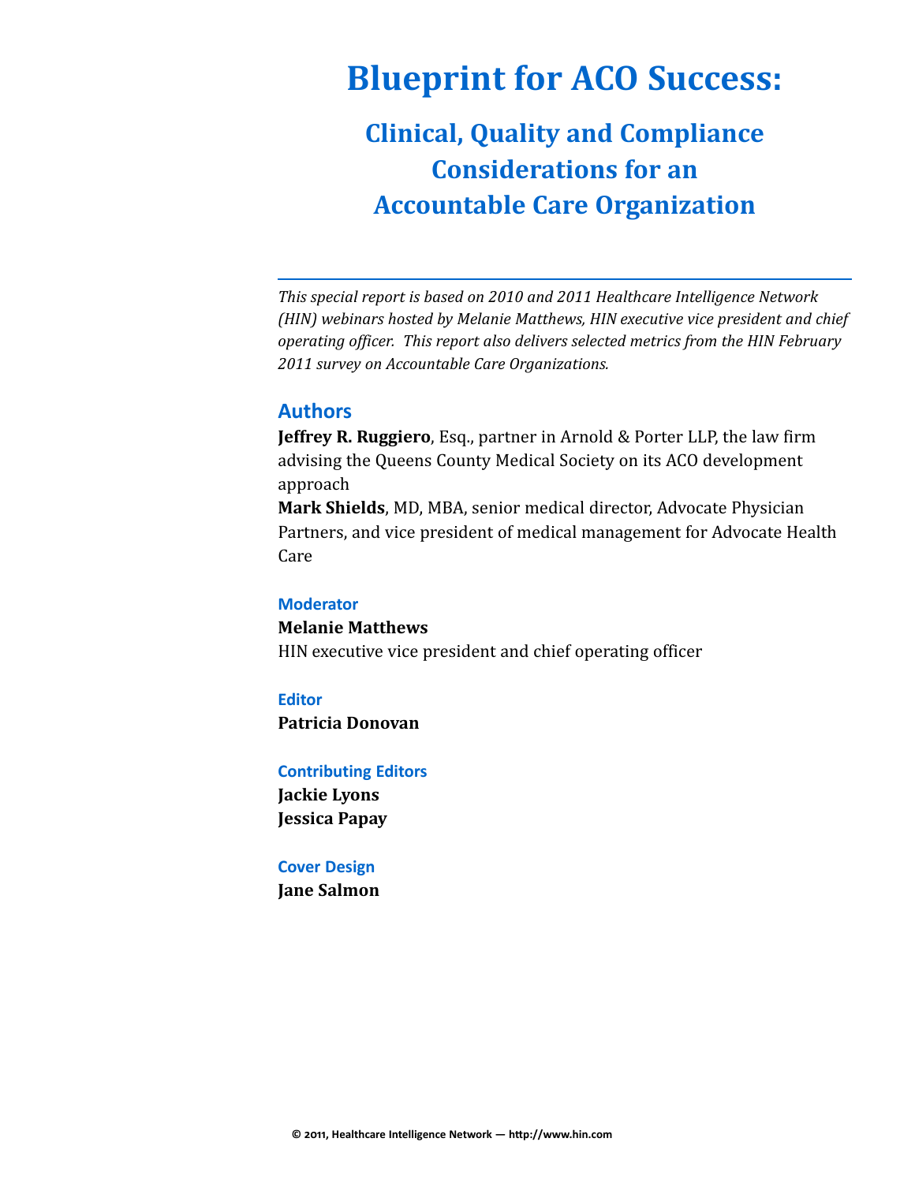# Blueprint for ACO Success:

## Clinical, Quality and Compliance Considerations for an Accountable Care Organization

---

*This special report is based on 2010 and 2011 Healthcare Intelligence Network (HIN) webinars hosted by Melanie Matthews, HIN executive vice president and chief operating officer. This report also delivers selected metrics from the HIN February 2011 survey on Accountable Care Organizations.*

## Authors

**Jeffrey R. Ruggiero**, Esq., partner in Arnold & Porter LLP, the law firm advising the Queens County Medical Society on its ACO development approach

**Mark Shields**, MD, MBA, senior medical director, Advocate Physician Partners, and vice president of medical management for Advocate Health Care

### Moderator

**Melanie Matthews**
HIN executive vice president and chief operating officer

### Editor

**Patricia Donovan**

### Contributing Editors

**Jackie Lyons**
**Jessica Papay**

### Cover Design

**Jane Salmon**

© 2011, Healthcare Intelligence Network — http://www.hin.com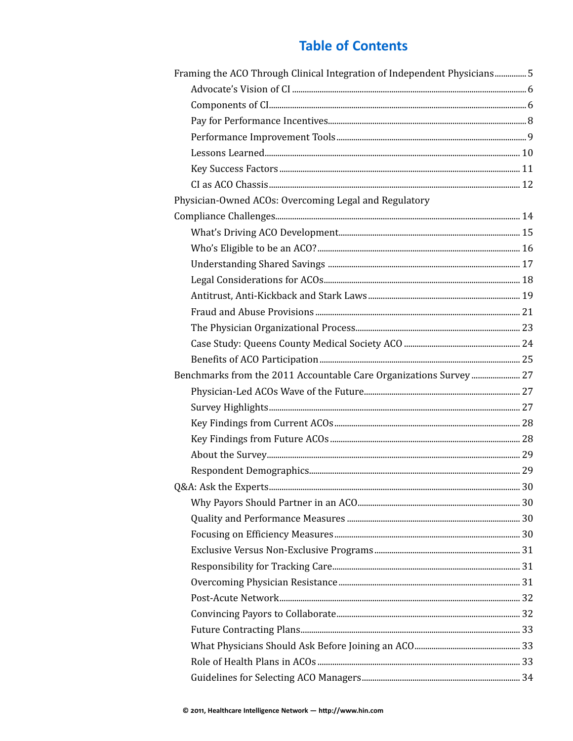# Table of Contents

- Framing the ACO Through Clinical Integration of Independent Physicians ............... 5
  - Advocate's Vision of CI ............... 6
  - Components of CI ............... 6
  - Pay for Performance Incentives ............... 8
  - Performance Improvement Tools ............... 9
  - Lessons Learned ............... 10
  - Key Success Factors ............... 11
  - CI as ACO Chassis ............... 12
- Physician-Owned ACOs: Overcoming Legal and Regulatory Compliance Challenges ............... 14
  - What's Driving ACO Development ............... 15
  - Who's Eligible to be an ACO? ............... 16
  - Understanding Shared Savings ............... 17
  - Legal Considerations for ACOs ............... 18
  - Antitrust, Anti-Kickback and Stark Laws ............... 19
  - Fraud and Abuse Provisions ............... 21
  - The Physician Organizational Process ............... 23
  - Case Study: Queens County Medical Society ACO ............... 24
  - Benefits of ACO Participation ............... 25
- Benchmarks from the 2011 Accountable Care Organizations Survey ............... 27
  - Physician-Led ACOs Wave of the Future ............... 27
  - Survey Highlights ............... 27
  - Key Findings from Current ACOs ............... 28
  - Key Findings from Future ACOs ............... 28
  - About the Survey ............... 29
  - Respondent Demographics ............... 29
- Q&A: Ask the Experts ............... 30
  - Why Payors Should Partner in an ACO ............... 30
  - Quality and Performance Measures ............... 30
  - Focusing on Efficiency Measures ............... 30
  - Exclusive Versus Non-Exclusive Programs ............... 31
  - Responsibility for Tracking Care ............... 31
  - Overcoming Physician Resistance ............... 31
  - Post-Acute Network ............... 32
  - Convincing Payors to Collaborate ............... 32
  - Future Contracting Plans ............... 33
  - What Physicians Should Ask Before Joining an ACO ............... 33
  - Role of Health Plans in ACOs ............... 33
  - Guidelines for Selecting ACO Managers ............... 34

© 2011, Healthcare Intelligence Network — http://www.hin.com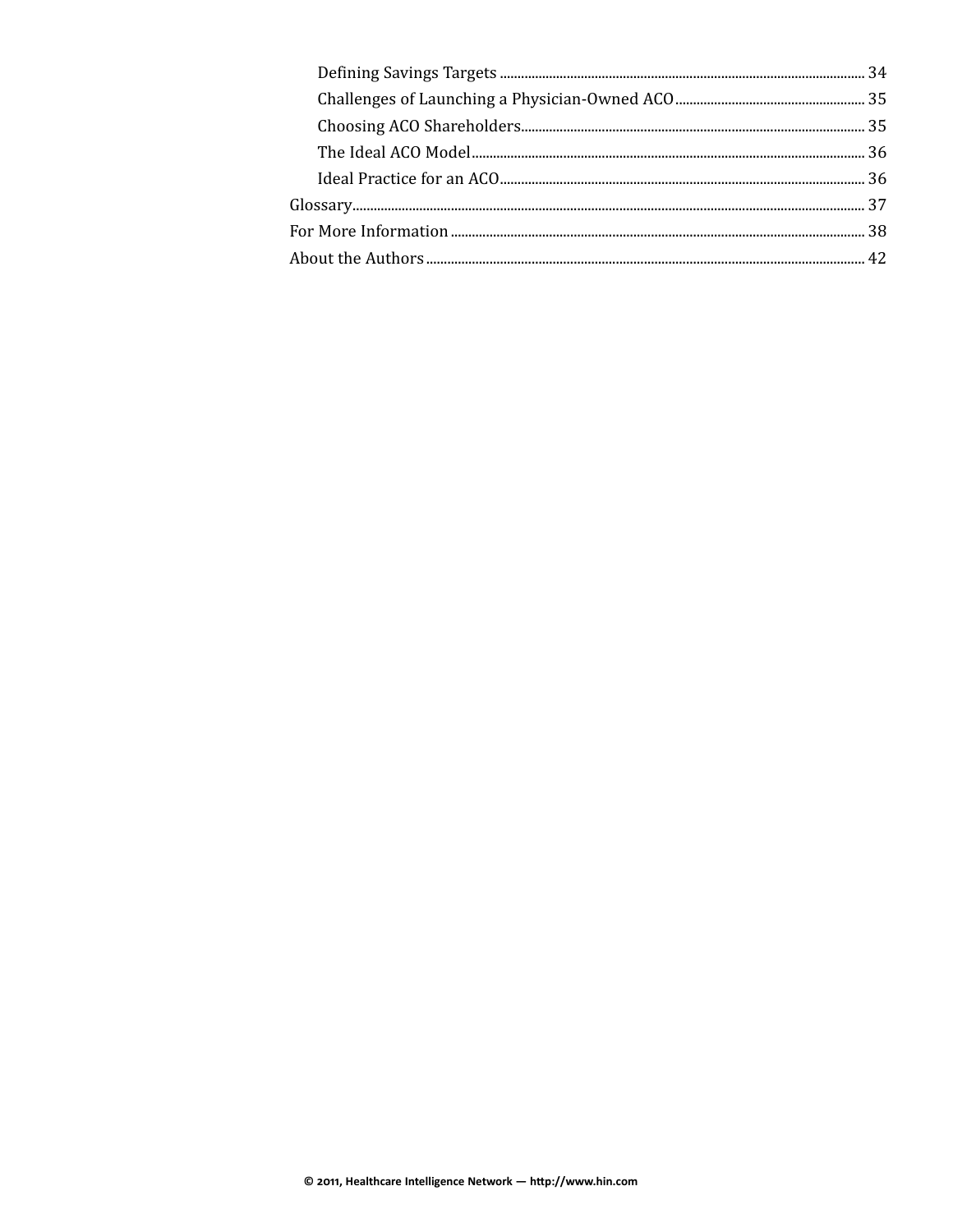- Defining Savings Targets ........ 34
- Challenges of Launching a Physician-Owned ACO ........ 35
- Choosing ACO Shareholders ........ 35
- The Ideal ACO Model ........ 36
- Ideal Practice for an ACO ........ 36

Glossary ........ 37

For More Information ........ 38

About the Authors ........ 42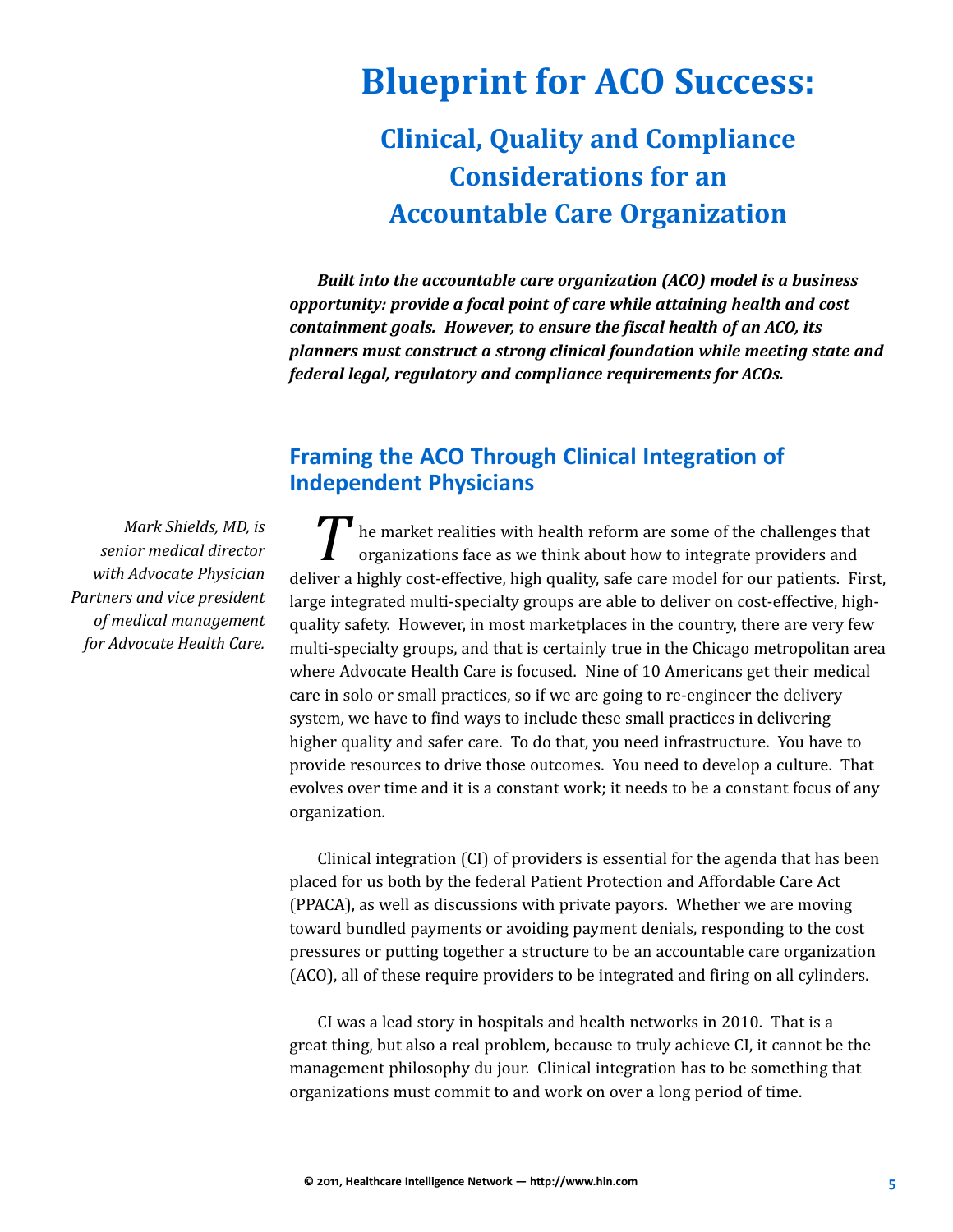# Blueprint for ACO Success:

## Clinical, Quality and Compliance Considerations for an Accountable Care Organization

***Built into the accountable care organization (ACO) model is a business opportunity: provide a focal point of care while attaining health and cost containment goals. However, to ensure the fiscal health of an ACO, its planners must construct a strong clinical foundation while meeting state and federal legal, regulatory and compliance requirements for ACOs.***

### Framing the ACO Through Clinical Integration of Independent Physicians

*Mark Shields, MD, is senior medical director with Advocate Physician Partners and vice president of medical management for Advocate Health Care.*

The market realities with health reform are some of the challenges that organizations face as we think about how to integrate providers and deliver a highly cost-effective, high quality, safe care model for our patients. First, large integrated multi-specialty groups are able to deliver on cost-effective, high-quality safety. However, in most marketplaces in the country, there are very few multi-specialty groups, and that is certainly true in the Chicago metropolitan area where Advocate Health Care is focused. Nine of 10 Americans get their medical care in solo or small practices, so if we are going to re-engineer the delivery system, we have to find ways to include these small practices in delivering higher quality and safer care. To do that, you need infrastructure. You have to provide resources to drive those outcomes. You need to develop a culture. That evolves over time and it is a constant work; it needs to be a constant focus of any organization.

Clinical integration (CI) of providers is essential for the agenda that has been placed for us both by the federal Patient Protection and Affordable Care Act (PPACA), as well as discussions with private payors. Whether we are moving toward bundled payments or avoiding payment denials, responding to the cost pressures or putting together a structure to be an accountable care organization (ACO), all of these require providers to be integrated and firing on all cylinders.

CI was a lead story in hospitals and health networks in 2010. That is a great thing, but also a real problem, because to truly achieve CI, it cannot be the management philosophy du jour. Clinical integration has to be something that organizations must commit to and work on over a long period of time.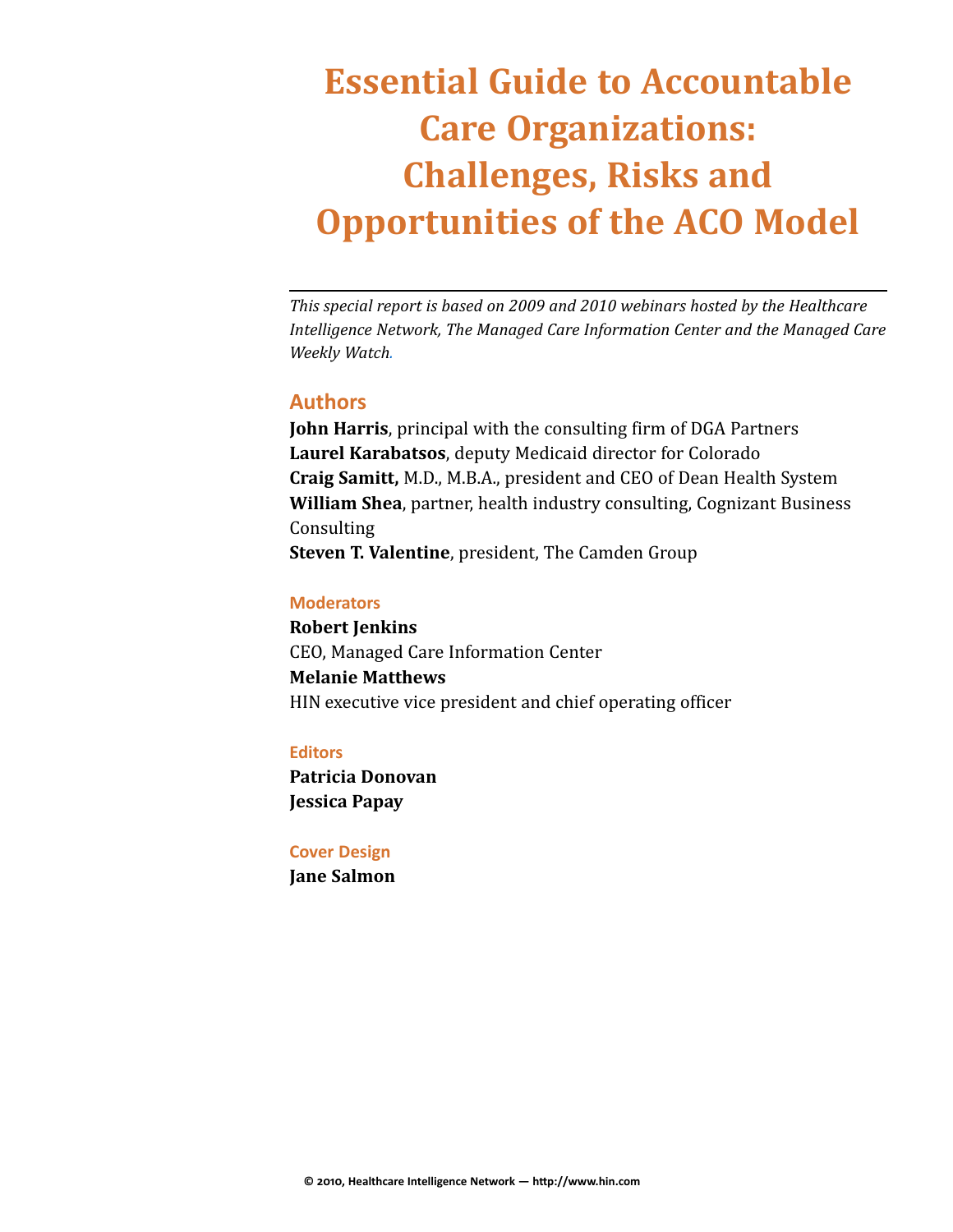# Essential Guide to Accountable Care Organizations: Challenges, Risks and Opportunities of the ACO Model

*This special report is based on 2009 and 2010 webinars hosted by the Healthcare Intelligence Network, The Managed Care Information Center and the Managed Care Weekly Watch.*

## Authors

**John Harris**, principal with the consulting firm of DGA Partners
**Laurel Karabatsos**, deputy Medicaid director for Colorado
**Craig Samitt,** M.D., M.B.A., president and CEO of Dean Health System
**William Shea**, partner, health industry consulting, Cognizant Business Consulting
**Steven T. Valentine**, president, The Camden Group

### Moderators

**Robert Jenkins**
CEO, Managed Care Information Center
**Melanie Matthews**
HIN executive vice president and chief operating officer

### Editors

**Patricia Donovan**
**Jessica Papay**

### Cover Design

**Jane Salmon**

© 2010, Healthcare Intelligence Network — http://www.hin.com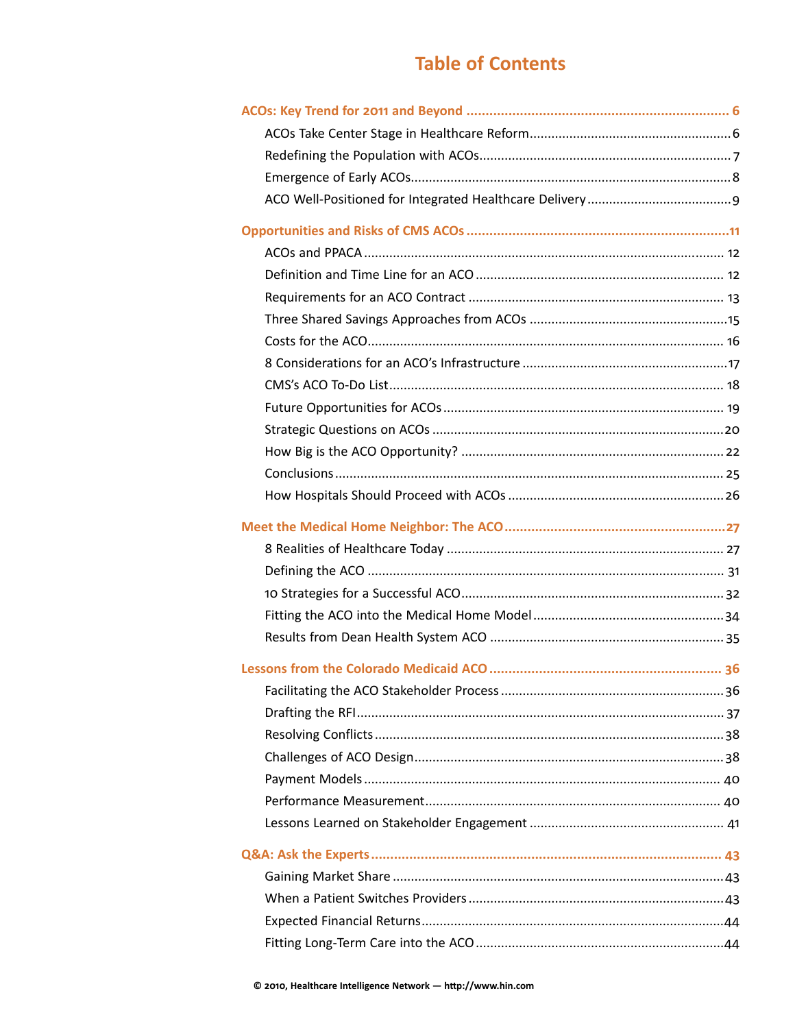# Table of Contents

**ACOs: Key Trend for 2011 and Beyond** ..... 6

- ACOs Take Center Stage in Healthcare Reform ..... 6
- Redefining the Population with ACOs ..... 7
- Emergence of Early ACOs ..... 8
- ACO Well-Positioned for Integrated Healthcare Delivery ..... 9

**Opportunities and Risks of CMS ACOs** ..... 11

- ACOs and PPACA ..... 12
- Definition and Time Line for an ACO ..... 12
- Requirements for an ACO Contract ..... 13
- Three Shared Savings Approaches from ACOs ..... 15
- Costs for the ACO ..... 16
- 8 Considerations for an ACO's Infrastructure ..... 17
- CMS's ACO To-Do List ..... 18
- Future Opportunities for ACOs ..... 19
- Strategic Questions on ACOs ..... 20
- How Big is the ACO Opportunity? ..... 22
- Conclusions ..... 25
- How Hospitals Should Proceed with ACOs ..... 26

**Meet the Medical Home Neighbor: The ACO** ..... 27

- 8 Realities of Healthcare Today ..... 27
- Defining the ACO ..... 31
- 10 Strategies for a Successful ACO ..... 32
- Fitting the ACO into the Medical Home Model ..... 34
- Results from Dean Health System ACO ..... 35

**Lessons from the Colorado Medicaid ACO** ..... 36

- Facilitating the ACO Stakeholder Process ..... 36
- Drafting the RFI ..... 37
- Resolving Conflicts ..... 38
- Challenges of ACO Design ..... 38
- Payment Models ..... 40
- Performance Measurement ..... 40
- Lessons Learned on Stakeholder Engagement ..... 41

**Q&A: Ask the Experts** ..... 43

- Gaining Market Share ..... 43
- When a Patient Switches Providers ..... 43
- Expected Financial Returns ..... 44
- Fitting Long-Term Care into the ACO ..... 44

© 2010, Healthcare Intelligence Network — http://www.hin.com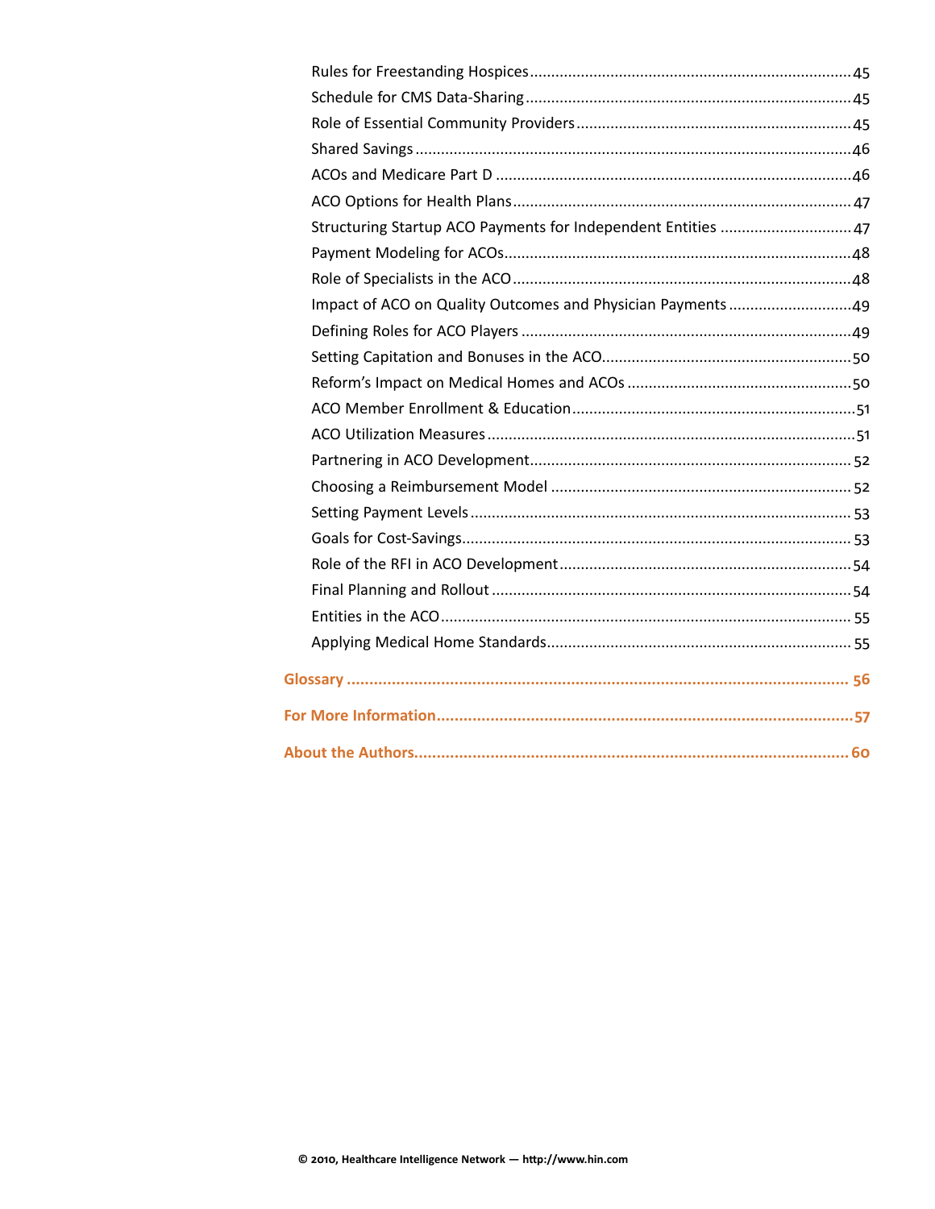- Rules for Freestanding Hospices ... 45
- Schedule for CMS Data-Sharing ... 45
- Role of Essential Community Providers ... 45
- Shared Savings ... 46
- ACOs and Medicare Part D ... 46
- ACO Options for Health Plans ... 47
- Structuring Startup ACO Payments for Independent Entities ... 47
- Payment Modeling for ACOs ... 48
- Role of Specialists in the ACO ... 48
- Impact of ACO on Quality Outcomes and Physician Payments ... 49
- Defining Roles for ACO Players ... 49
- Setting Capitation and Bonuses in the ACO ... 50
- Reform's Impact on Medical Homes and ACOs ... 50
- ACO Member Enrollment & Education ... 51
- ACO Utilization Measures ... 51
- Partnering in ACO Development ... 52
- Choosing a Reimbursement Model ... 52
- Setting Payment Levels ... 53
- Goals for Cost-Savings ... 53
- Role of the RFI in ACO Development ... 54
- Final Planning and Rollout ... 54
- Entities in the ACO ... 55
- Applying Medical Home Standards ... 55

**Glossary ... 56**

**For More Information ... 57**

**About the Authors ... 60**

© 2010, Healthcare Intelligence Network — http://www.hin.com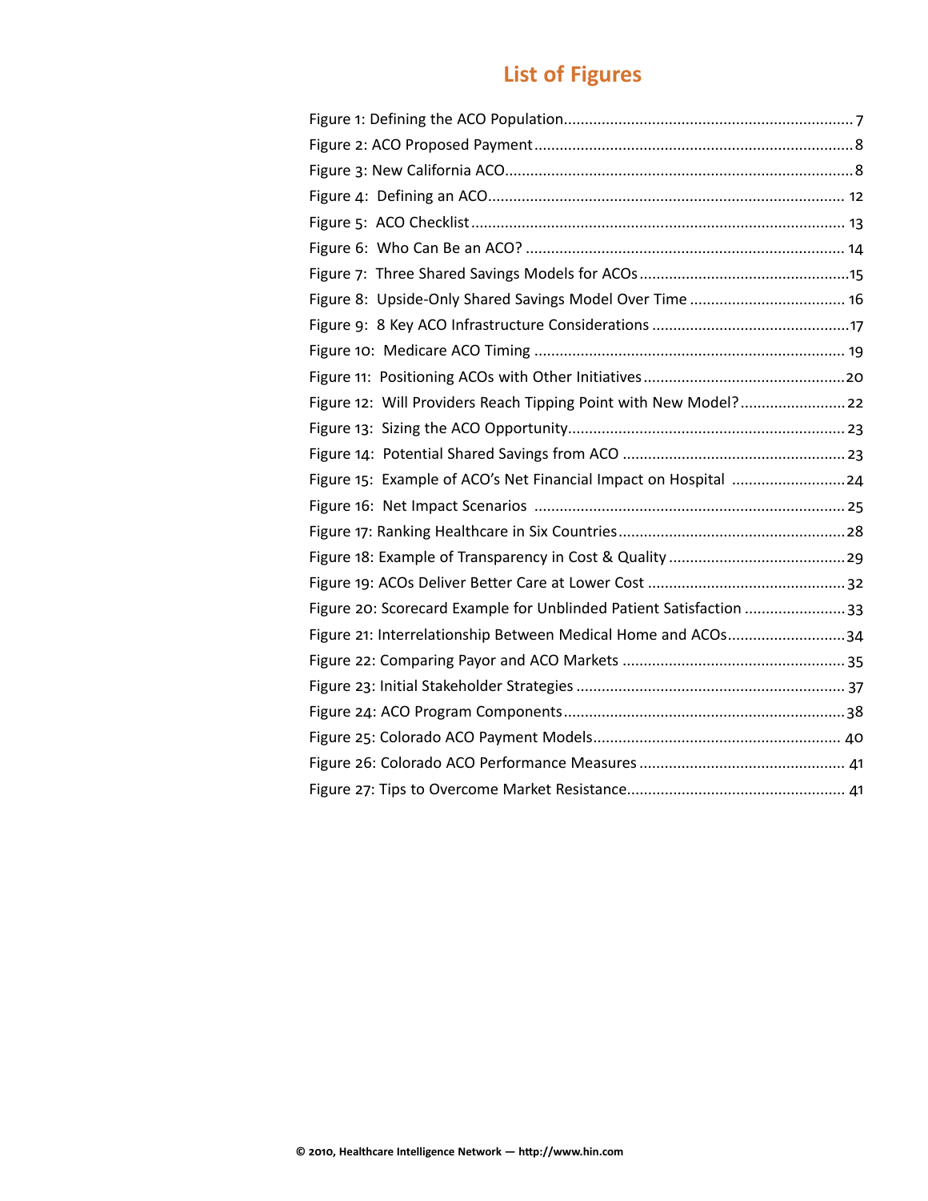## List of Figures

Figure 1: Defining the ACO Population....................................................................7

Figure 2: ACO Proposed Payment...........................................................................8

Figure 3: New California ACO..................................................................................8

Figure 4: Defining an ACO.................................................................................... 12

Figure 5: ACO Checklist........................................................................................ 13

Figure 6: Who Can Be an ACO? ........................................................................... 14

Figure 7: Three Shared Savings Models for ACOs..................................................15

Figure 8: Upside-Only Shared Savings Model Over Time ..................................... 16

Figure 9: 8 Key ACO Infrastructure Considerations ...............................................17

Figure 10: Medicare ACO Timing .......................................................................... 19

Figure 11: Positioning ACOs with Other Initiatives................................................20

Figure 12: Will Providers Reach Tipping Point with New Model?.........................22

Figure 13: Sizing the ACO Opportunity.................................................................23

Figure 14: Potential Shared Savings from ACO .....................................................23

Figure 15: Example of ACO's Net Financial Impact on Hospital ...........................24

Figure 16: Net Impact Scenarios ..........................................................................25

Figure 17: Ranking Healthcare in Six Countries....................................................28

Figure 18: Example of Transparency in Cost & Quality .........................................29

Figure 19: ACOs Deliver Better Care at Lower Cost ..............................................32

Figure 20: Scorecard Example for Unblinded Patient Satisfaction ........................33

Figure 21: Interrelationship Between Medical Home and ACOs............................34

Figure 22: Comparing Payor and ACO Markets .....................................................35

Figure 23: Initial Stakeholder Strategies ...............................................................37

Figure 24: ACO Program Components..................................................................38

Figure 25: Colorado ACO Payment Models.......................................................... 40

Figure 26: Colorado ACO Performance Measures ................................................ 41

Figure 27: Tips to Overcome Market Resistance................................................... 41

© 2010, Healthcare Intelligence Network — http://www.hin.com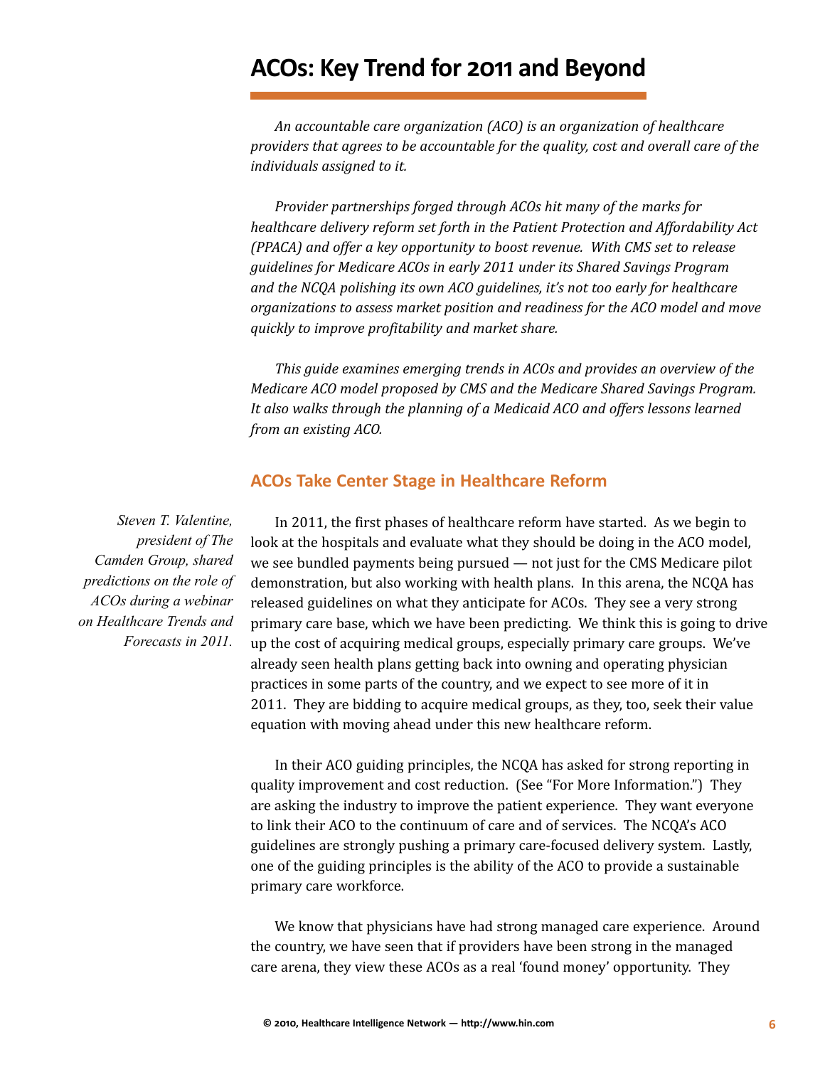# ACOs: Key Trend for 2011 and Beyond

*An accountable care organization (ACO) is an organization of healthcare providers that agrees to be accountable for the quality, cost and overall care of the individuals assigned to it.*

*Provider partnerships forged through ACOs hit many of the marks for healthcare delivery reform set forth in the Patient Protection and Affordability Act (PPACA) and offer a key opportunity to boost revenue. With CMS set to release guidelines for Medicare ACOs in early 2011 under its Shared Savings Program and the NCQA polishing its own ACO guidelines, it's not too early for healthcare organizations to assess market position and readiness for the ACO model and move quickly to improve profitability and market share.*

*This guide examines emerging trends in ACOs and provides an overview of the Medicare ACO model proposed by CMS and the Medicare Shared Savings Program. It also walks through the planning of a Medicaid ACO and offers lessons learned from an existing ACO.*

## ACOs Take Center Stage in Healthcare Reform

*Steven T. Valentine, president of The Camden Group, shared predictions on the role of ACOs during a webinar on Healthcare Trends and Forecasts in 2011.*

In 2011, the first phases of healthcare reform have started. As we begin to look at the hospitals and evaluate what they should be doing in the ACO model, we see bundled payments being pursued — not just for the CMS Medicare pilot demonstration, but also working with health plans. In this arena, the NCQA has released guidelines on what they anticipate for ACOs. They see a very strong primary care base, which we have been predicting. We think this is going to drive up the cost of acquiring medical groups, especially primary care groups. We've already seen health plans getting back into owning and operating physician practices in some parts of the country, and we expect to see more of it in 2011. They are bidding to acquire medical groups, as they, too, seek their value equation with moving ahead under this new healthcare reform.

In their ACO guiding principles, the NCQA has asked for strong reporting in quality improvement and cost reduction. (See "For More Information.") They are asking the industry to improve the patient experience. They want everyone to link their ACO to the continuum of care and of services. The NCQA's ACO guidelines are strongly pushing a primary care-focused delivery system. Lastly, one of the guiding principles is the ability of the ACO to provide a sustainable primary care workforce.

We know that physicians have had strong managed care experience. Around the country, we have seen that if providers have been strong in the managed care arena, they view these ACOs as a real 'found money' opportunity. They